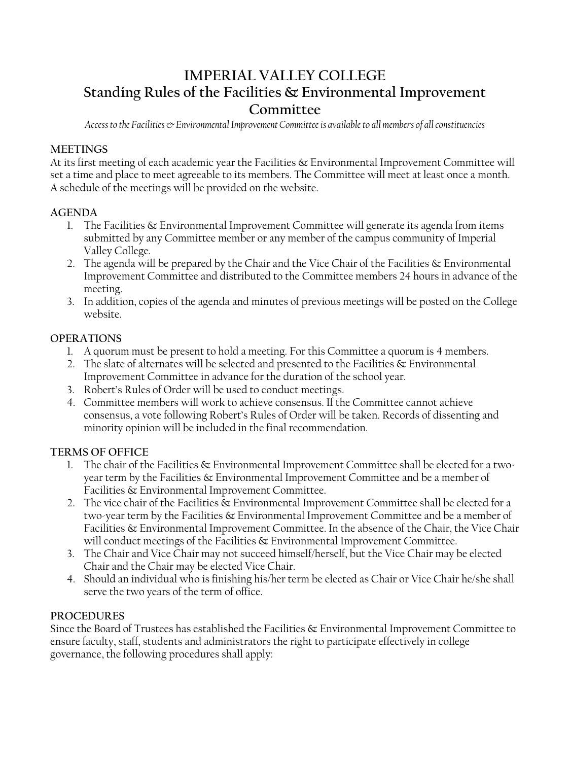# IMPERIAL VALLEY COLLEGE

## Standing Rules of the Facilities & Environmental Improvement Committee

*Access to the Facilities & Environmental Improvement Committee is available to all members of all constituencies*

### MEETINGS

At its first meeting of each academic year the Facilities & Environmental Improvement Committee will set a time and place to meet agreeable to its members. The Committee will meet at least once a month. A schedule of the meetings will be provided on the website.

### AGENDA

1. The Facilities & Environmental Improvement Committee will generate its agenda from items submitted by any Committee member or any member of the campus community of Imperial Valley College.
2. The agenda will be prepared by the Chair and the Vice Chair of the Facilities & Environmental Improvement Committee and distributed to the Committee members 24 hours in advance of the meeting.
3. In addition, copies of the agenda and minutes of previous meetings will be posted on the College website.

### OPERATIONS

1. A quorum must be present to hold a meeting. For this Committee a quorum is 4 members.
2. The slate of alternates will be selected and presented to the Facilities & Environmental Improvement Committee in advance for the duration of the school year.
3. Robert's Rules of Order will be used to conduct meetings.
4. Committee members will work to achieve consensus. If the Committee cannot achieve consensus, a vote following Robert's Rules of Order will be taken. Records of dissenting and minority opinion will be included in the final recommendation.

### TERMS OF OFFICE

1. The chair of the Facilities & Environmental Improvement Committee shall be elected for a two-year term by the Facilities & Environmental Improvement Committee and be a member of Facilities & Environmental Improvement Committee.
2. The vice chair of the Facilities & Environmental Improvement Committee shall be elected for a two-year term by the Facilities & Environmental Improvement Committee and be a member of Facilities & Environmental Improvement Committee. In the absence of the Chair, the Vice Chair will conduct meetings of the Facilities & Environmental Improvement Committee.
3. The Chair and Vice Chair may not succeed himself/herself, but the Vice Chair may be elected Chair and the Chair may be elected Vice Chair.
4. Should an individual who is finishing his/her term be elected as Chair or Vice Chair he/she shall serve the two years of the term of office.

### PROCEDURES

Since the Board of Trustees has established the Facilities & Environmental Improvement Committee to ensure faculty, staff, students and administrators the right to participate effectively in college governance, the following procedures shall apply: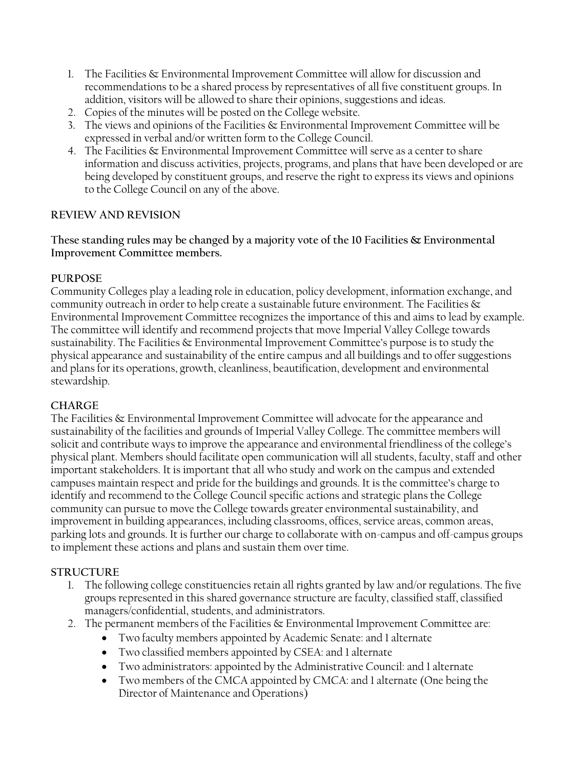1. The Facilities & Environmental Improvement Committee will allow for discussion and recommendations to be a shared process by representatives of all five constituent groups. In addition, visitors will be allowed to share their opinions, suggestions and ideas.
2. Copies of the minutes will be posted on the College website.
3. The views and opinions of the Facilities & Environmental Improvement Committee will be expressed in verbal and/or written form to the College Council.
4. The Facilities & Environmental Improvement Committee will serve as a center to share information and discuss activities, projects, programs, and plans that have been developed or are being developed by constituent groups, and reserve the right to express its views and opinions to the College Council on any of the above.

**REVIEW AND REVISION**

**These standing rules may be changed by a majority vote of the 10 Facilities & Environmental Improvement Committee members.**

**PURPOSE**

Community Colleges play a leading role in education, policy development, information exchange, and community outreach in order to help create a sustainable future environment. The Facilities & Environmental Improvement Committee recognizes the importance of this and aims to lead by example. The committee will identify and recommend projects that move Imperial Valley College towards sustainability. The Facilities & Environmental Improvement Committee's purpose is to study the physical appearance and sustainability of the entire campus and all buildings and to offer suggestions and plans for its operations, growth, cleanliness, beautification, development and environmental stewardship.

**CHARGE**

The Facilities & Environmental Improvement Committee will advocate for the appearance and sustainability of the facilities and grounds of Imperial Valley College. The committee members will solicit and contribute ways to improve the appearance and environmental friendliness of the college's physical plant. Members should facilitate open communication will all students, faculty, staff and other important stakeholders. It is important that all who study and work on the campus and extended campuses maintain respect and pride for the buildings and grounds. It is the committee's charge to identify and recommend to the College Council specific actions and strategic plans the College community can pursue to move the College towards greater environmental sustainability, and improvement in building appearances, including classrooms, offices, service areas, common areas, parking lots and grounds. It is further our charge to collaborate with on-campus and off-campus groups to implement these actions and plans and sustain them over time.

**STRUCTURE**

1. The following college constituencies retain all rights granted by law and/or regulations. The five groups represented in this shared governance structure are faculty, classified staff, classified managers/confidential, students, and administrators.
2. The permanent members of the Facilities & Environmental Improvement Committee are:
   - Two faculty members appointed by Academic Senate: and 1 alternate
   - Two classified members appointed by CSEA: and 1 alternate
   - Two administrators: appointed by the Administrative Council: and 1 alternate
   - Two members of the CMCA appointed by CMCA: and 1 alternate (One being the Director of Maintenance and Operations)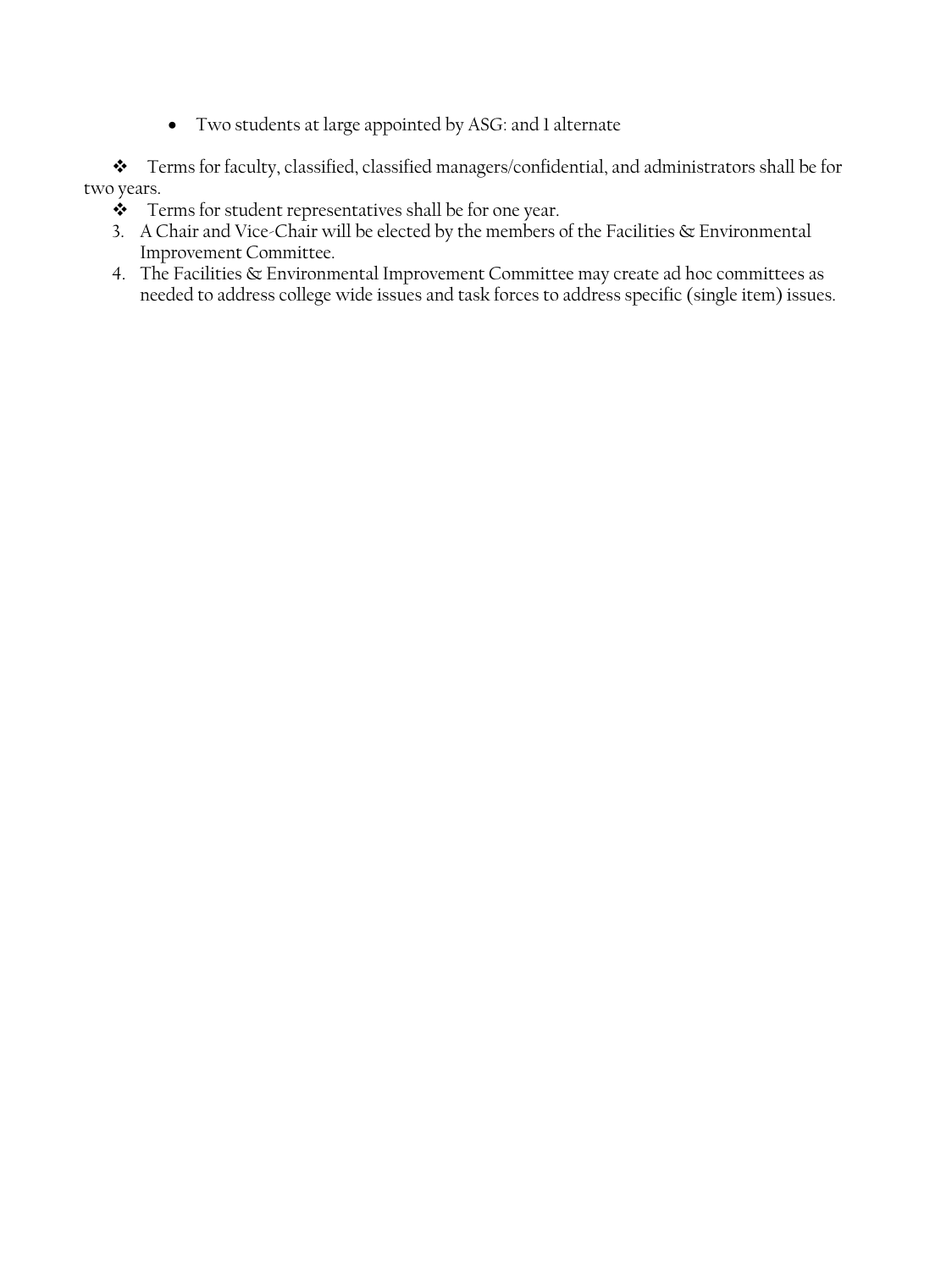- Two students at large appointed by ASG: and 1 alternate

- Terms for faculty, classified, classified managers/confidential, and administrators shall be for two years.
- Terms for student representatives shall be for one year.

3. A Chair and Vice-Chair will be elected by the members of the Facilities & Environmental Improvement Committee.
4. The Facilities & Environmental Improvement Committee may create ad hoc committees as needed to address college wide issues and task forces to address specific (single item) issues.